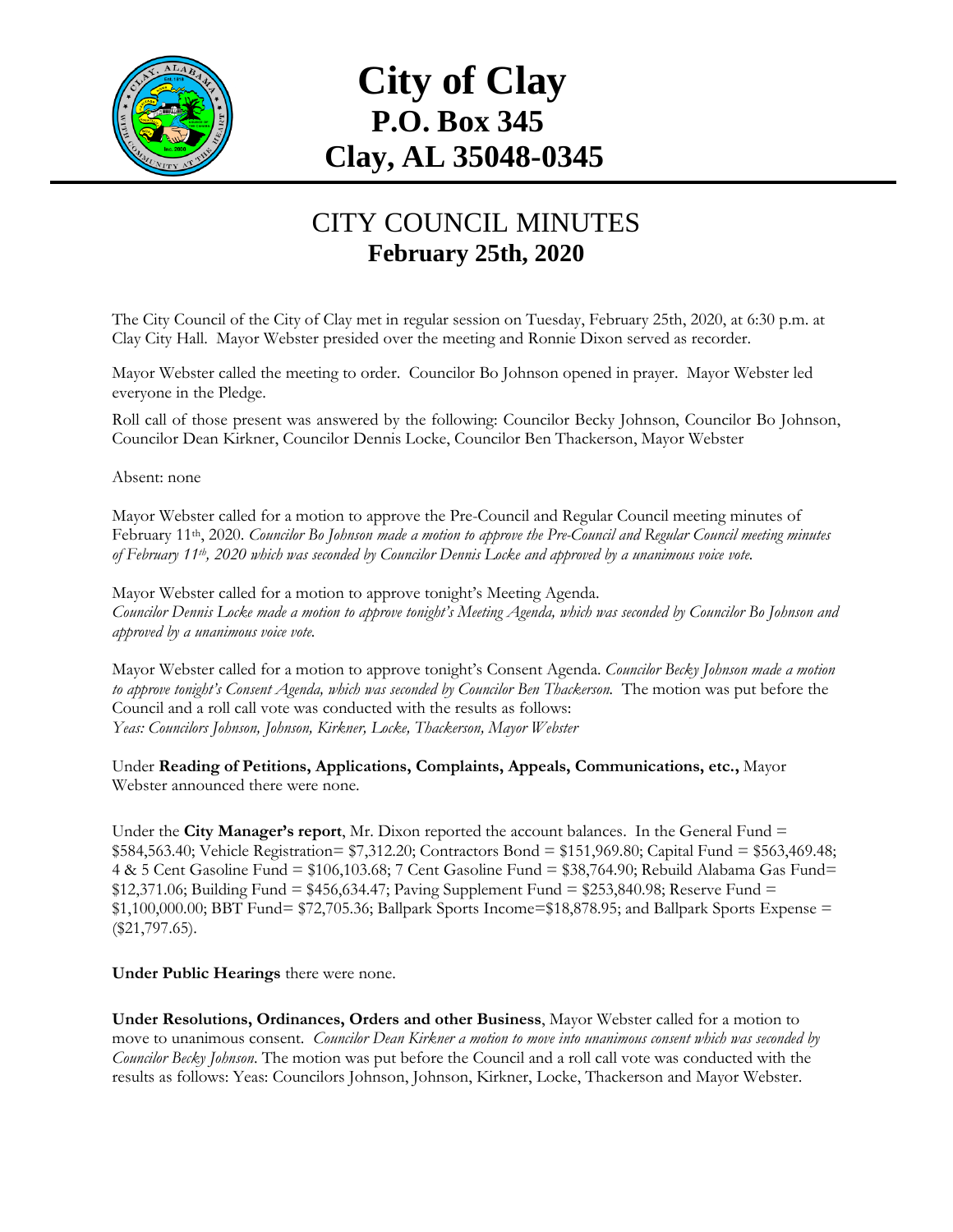# City of Clay
## P.O. Box 345
## Clay, AL 35048-0345

# CITY COUNCIL MINUTES
## February 25th, 2020

The City Council of the City of Clay met in regular session on Tuesday, February 25th, 2020, at 6:30 p.m. at Clay City Hall. Mayor Webster presided over the meeting and Ronnie Dixon served as recorder.

Mayor Webster called the meeting to order. Councilor Bo Johnson opened in prayer. Mayor Webster led everyone in the Pledge.

Roll call of those present was answered by the following: Councilor Becky Johnson, Councilor Bo Johnson, Councilor Dean Kirkner, Councilor Dennis Locke, Councilor Ben Thackerson, Mayor Webster

Absent: none

Mayor Webster called for a motion to approve the Pre-Council and Regular Council meeting minutes of February 11th, 2020. *Councilor Bo Johnson made a motion to approve the Pre-Council and Regular Council meeting minutes of February 11th, 2020 which was seconded by Councilor Dennis Locke and approved by a unanimous voice vote.*

Mayor Webster called for a motion to approve tonight's Meeting Agenda.
*Councilor Dennis Locke made a motion to approve tonight's Meeting Agenda, which was seconded by Councilor Bo Johnson and approved by a unanimous voice vote.*

Mayor Webster called for a motion to approve tonight's Consent Agenda. *Councilor Becky Johnson made a motion to approve tonight's Consent Agenda, which was seconded by Councilor Ben Thackerson.* The motion was put before the Council and a roll call vote was conducted with the results as follows:
*Yeas: Councilors Johnson, Johnson, Kirkner, Locke, Thackerson, Mayor Webster*

Under **Reading of Petitions, Applications, Complaints, Appeals, Communications, etc.,** Mayor Webster announced there were none.

Under the **City Manager's report**, Mr. Dixon reported the account balances. In the General Fund = $584,563.40; Vehicle Registration= $7,312.20; Contractors Bond = $151,969.80; Capital Fund = $563,469.48; 4 & 5 Cent Gasoline Fund = $106,103.68; 7 Cent Gasoline Fund = $38,764.90; Rebuild Alabama Gas Fund= $12,371.06; Building Fund = $456,634.47; Paving Supplement Fund = $253,840.98; Reserve Fund = $1,100,000.00; BBT Fund= $72,705.36; Ballpark Sports Income=$18,878.95; and Ballpark Sports Expense = ($21,797.65).

**Under Public Hearings** there were none.

**Under Resolutions, Ordinances, Orders and other Business**, Mayor Webster called for a motion to move to unanimous consent. *Councilor Dean Kirkner a motion to move into unanimous consent which was seconded by Councilor Becky Johnson.* The motion was put before the Council and a roll call vote was conducted with the results as follows: Yeas: Councilors Johnson, Johnson, Kirkner, Locke, Thackerson and Mayor Webster.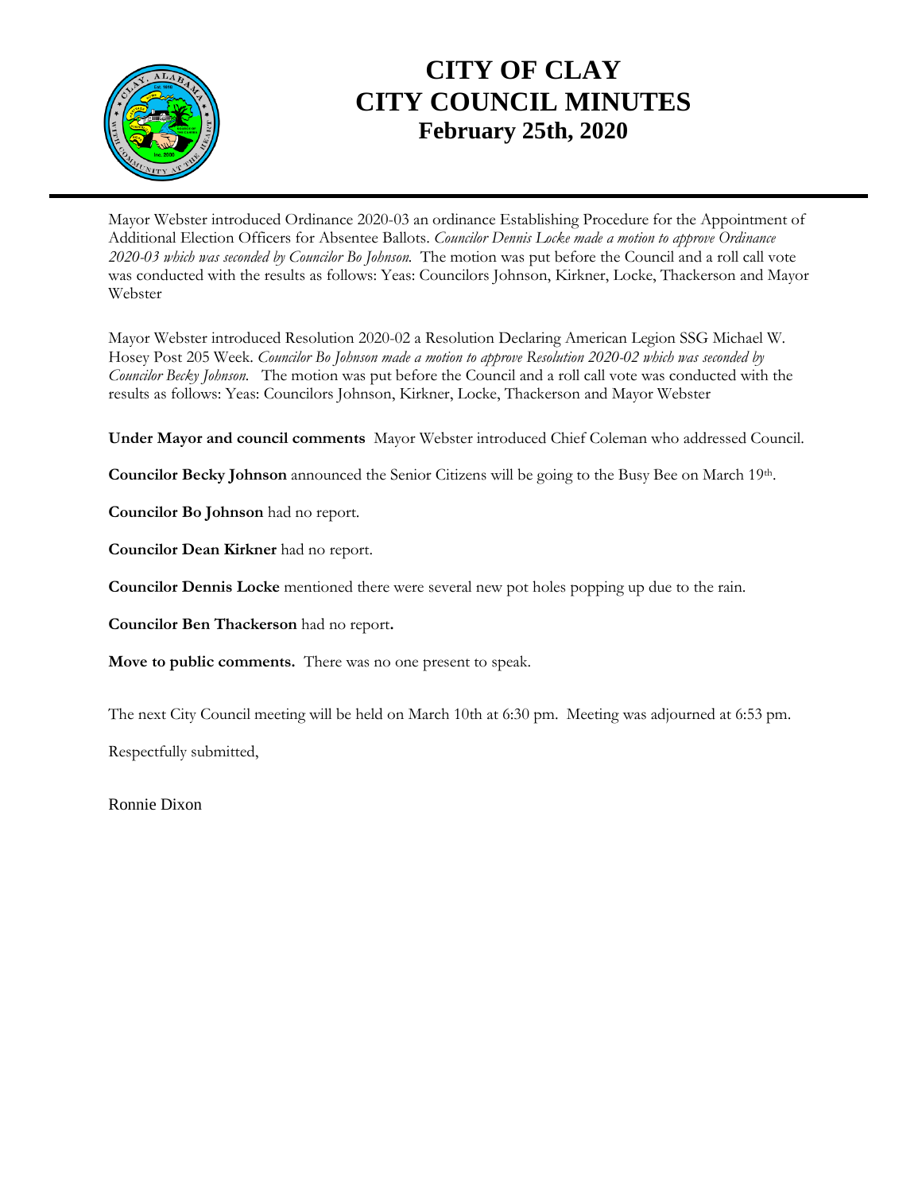# CITY OF CLAY
# CITY COUNCIL MINUTES
## February 25th, 2020

Mayor Webster introduced Ordinance 2020-03 an ordinance Establishing Procedure for the Appointment of Additional Election Officers for Absentee Ballots. *Councilor Dennis Locke made a motion to approve Ordinance 2020-03 which was seconded by Councilor Bo Johnson.* The motion was put before the Council and a roll call vote was conducted with the results as follows: Yeas: Councilors Johnson, Kirkner, Locke, Thackerson and Mayor Webster

Mayor Webster introduced Resolution 2020-02 a Resolution Declaring American Legion SSG Michael W. Hosey Post 205 Week. *Councilor Bo Johnson made a motion to approve Resolution 2020-02 which was seconded by Councilor Becky Johnson.* The motion was put before the Council and a roll call vote was conducted with the results as follows: Yeas: Councilors Johnson, Kirkner, Locke, Thackerson and Mayor Webster

**Under Mayor and council comments** Mayor Webster introduced Chief Coleman who addressed Council.

**Councilor Becky Johnson** announced the Senior Citizens will be going to the Busy Bee on March 19th.

**Councilor Bo Johnson** had no report.

**Councilor Dean Kirkner** had no report.

**Councilor Dennis Locke** mentioned there were several new pot holes popping up due to the rain.

**Councilor Ben Thackerson** had no report**.**

**Move to public comments.** There was no one present to speak.

The next City Council meeting will be held on March 10th at 6:30 pm. Meeting was adjourned at 6:53 pm.

Respectfully submitted,

Ronnie Dixon